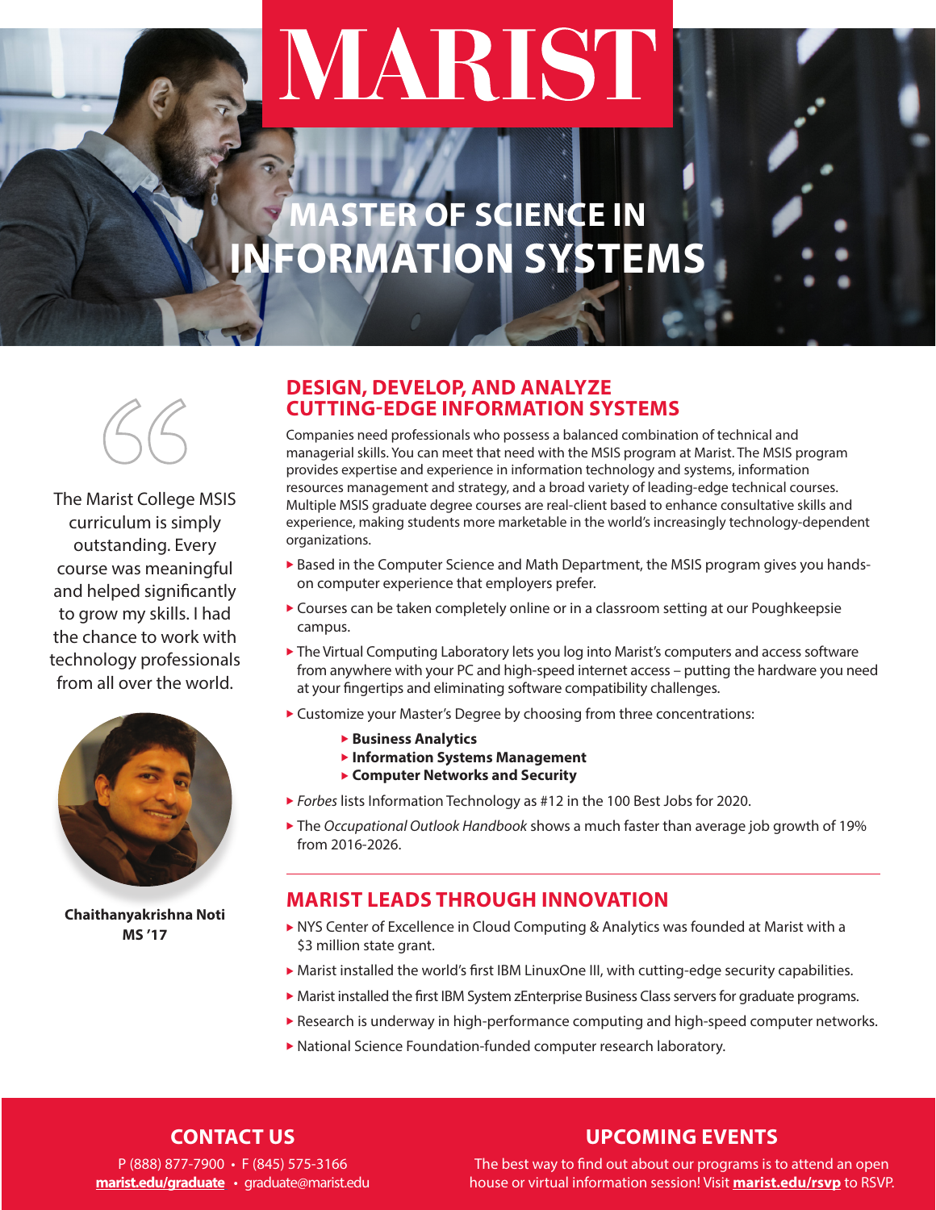# MARIST

# MASTER OF SCIENCE IN INFORMATION SYSTEMS

## DESIGN, DEVELOP, AND ANALYZE CUTTING-EDGE INFORMATION SYSTEMS

Companies need professionals who possess a balanced combination of technical and managerial skills. You can meet that need with the MSIS program at Marist. The MSIS program provides expertise and experience in information technology and systems, information resources management and strategy, and a broad variety of leading-edge technical courses. Multiple MSIS graduate degree courses are real-client based to enhance consultative skills and experience, making students more marketable in the world's increasingly technology-dependent organizations.

- Based in the Computer Science and Math Department, the MSIS program gives you hands-on computer experience that employers prefer.
- Courses can be taken completely online or in a classroom setting at our Poughkeepsie campus.
- The Virtual Computing Laboratory lets you log into Marist's computers and access software from anywhere with your PC and high-speed internet access – putting the hardware you need at your fingertips and eliminating software compatibility challenges.
- Customize your Master's Degree by choosing from three concentrations:
  - **Business Analytics**
  - **Information Systems Management**
  - **Computer Networks and Security**
- *Forbes* lists Information Technology as #12 in the 100 Best Jobs for 2020.
- The *Occupational Outlook Handbook* shows a much faster than average job growth of 19% from 2016-2026.

> The Marist College MSIS curriculum is simply outstanding. Every course was meaningful and helped significantly to grow my skills. I had the chance to work with technology professionals from all over the world.

**Chaithanyakrishna Noti**
**MS '17**

## MARIST LEADS THROUGH INNOVATION

- NYS Center of Excellence in Cloud Computing & Analytics was founded at Marist with a $3 million state grant.
- Marist installed the world's first IBM LinuxOne III, with cutting-edge security capabilities.
- Marist installed the first IBM System zEnterprise Business Class servers for graduate programs.
- Research is underway in high-performance computing and high-speed computer networks.
- National Science Foundation-funded computer research laboratory.

## CONTACT US

P (888) 877-7900 • F (845) 575-3166
**marist.edu/graduate** • graduate@marist.edu

## UPCOMING EVENTS

The best way to find out about our programs is to attend an open house or virtual information session! Visit **marist.edu/rsvp** to RSVP.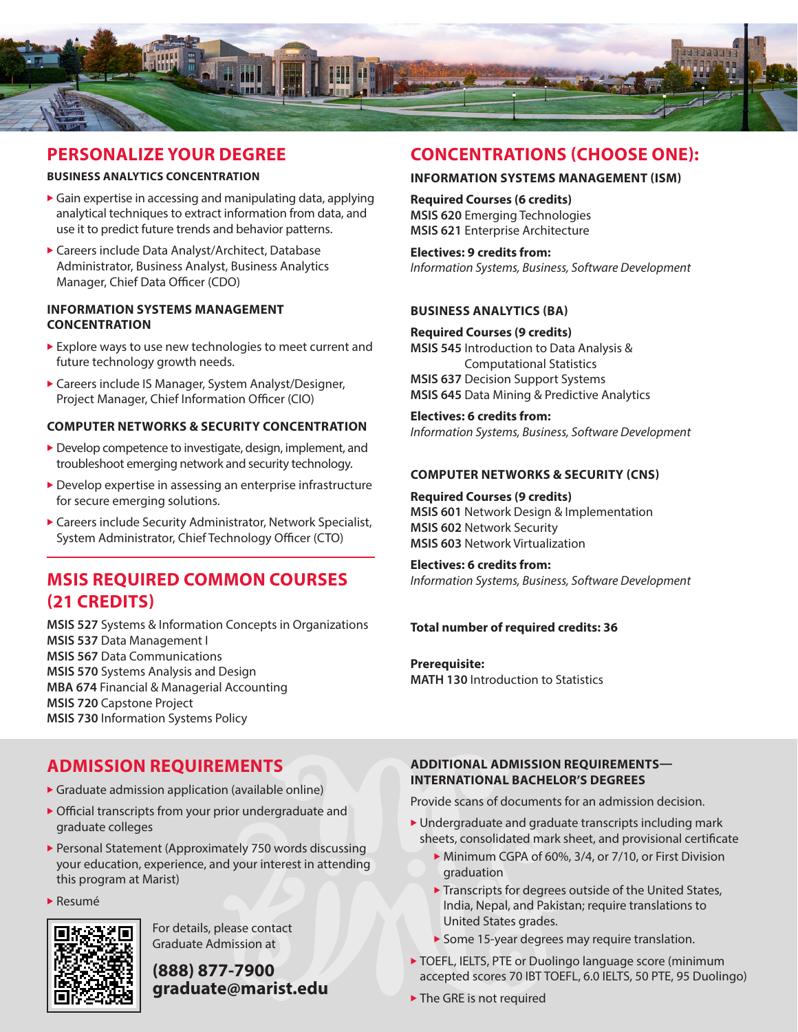## PERSONALIZE YOUR DEGREE

### BUSINESS ANALYTICS CONCENTRATION

- Gain expertise in accessing and manipulating data, applying analytical techniques to extract information from data, and use it to predict future trends and behavior patterns.
- Careers include Data Analyst/Architect, Database Administrator, Business Analyst, Business Analytics Manager, Chief Data Officer (CDO)

### INFORMATION SYSTEMS MANAGEMENT CONCENTRATION

- Explore ways to use new technologies to meet current and future technology growth needs.
- Careers include IS Manager, System Analyst/Designer, Project Manager, Chief Information Officer (CIO)

### COMPUTER NETWORKS & SECURITY CONCENTRATION

- Develop competence to investigate, design, implement, and troubleshoot emerging network and security technology.
- Develop expertise in assessing an enterprise infrastructure for secure emerging solutions.
- Careers include Security Administrator, Network Specialist, System Administrator, Chief Technology Officer (CTO)

## MSIS REQUIRED COMMON COURSES (21 CREDITS)

**MSIS 527** Systems & Information Concepts in Organizations
**MSIS 537** Data Management I
**MSIS 567** Data Communications
**MSIS 570** Systems Analysis and Design
**MBA 674** Financial & Managerial Accounting
**MSIS 720** Capstone Project
**MSIS 730** Information Systems Policy

## CONCENTRATIONS (CHOOSE ONE):

### INFORMATION SYSTEMS MANAGEMENT (ISM)

**Required Courses (6 credits)**
**MSIS 620** Emerging Technologies
**MSIS 621** Enterprise Architecture

**Electives: 9 credits from:**
*Information Systems, Business, Software Development*

### BUSINESS ANALYTICS (BA)

**Required Courses (9 credits)**
**MSIS 545** Introduction to Data Analysis & Computational Statistics
**MSIS 637** Decision Support Systems
**MSIS 645** Data Mining & Predictive Analytics

**Electives: 6 credits from:**
*Information Systems, Business, Software Development*

### COMPUTER NETWORKS & SECURITY (CNS)

**Required Courses (9 credits)**
**MSIS 601** Network Design & Implementation
**MSIS 602** Network Security
**MSIS 603** Network Virtualization

**Electives: 6 credits from:**
*Information Systems, Business, Software Development*

**Total number of required credits: 36**

**Prerequisite:**
**MATH 130** Introduction to Statistics

## ADMISSION REQUIREMENTS

- Graduate admission application (available online)
- Official transcripts from your prior undergraduate and graduate colleges
- Personal Statement (Approximately 750 words discussing your education, experience, and your interest in attending this program at Marist)
- Resumé

For details, please contact Graduate Admission at

**(888) 877-7900**
**graduate@marist.edu**

### ADDITIONAL ADMISSION REQUIREMENTS—INTERNATIONAL BACHELOR'S DEGREES

Provide scans of documents for an admission decision.

- Undergraduate and graduate transcripts including mark sheets, consolidated mark sheet, and provisional certificate
  - Minimum CGPA of 60%, 3/4, or 7/10, or First Division graduation
  - Transcripts for degrees outside of the United States, India, Nepal, and Pakistan; require translations to United States grades.
  - Some 15-year degrees may require translation.
- TOEFL, IELTS, PTE or Duolingo language score (minimum accepted scores 70 IBT TOEFL, 6.0 IELTS, 50 PTE, 95 Duolingo)
- The GRE is not required